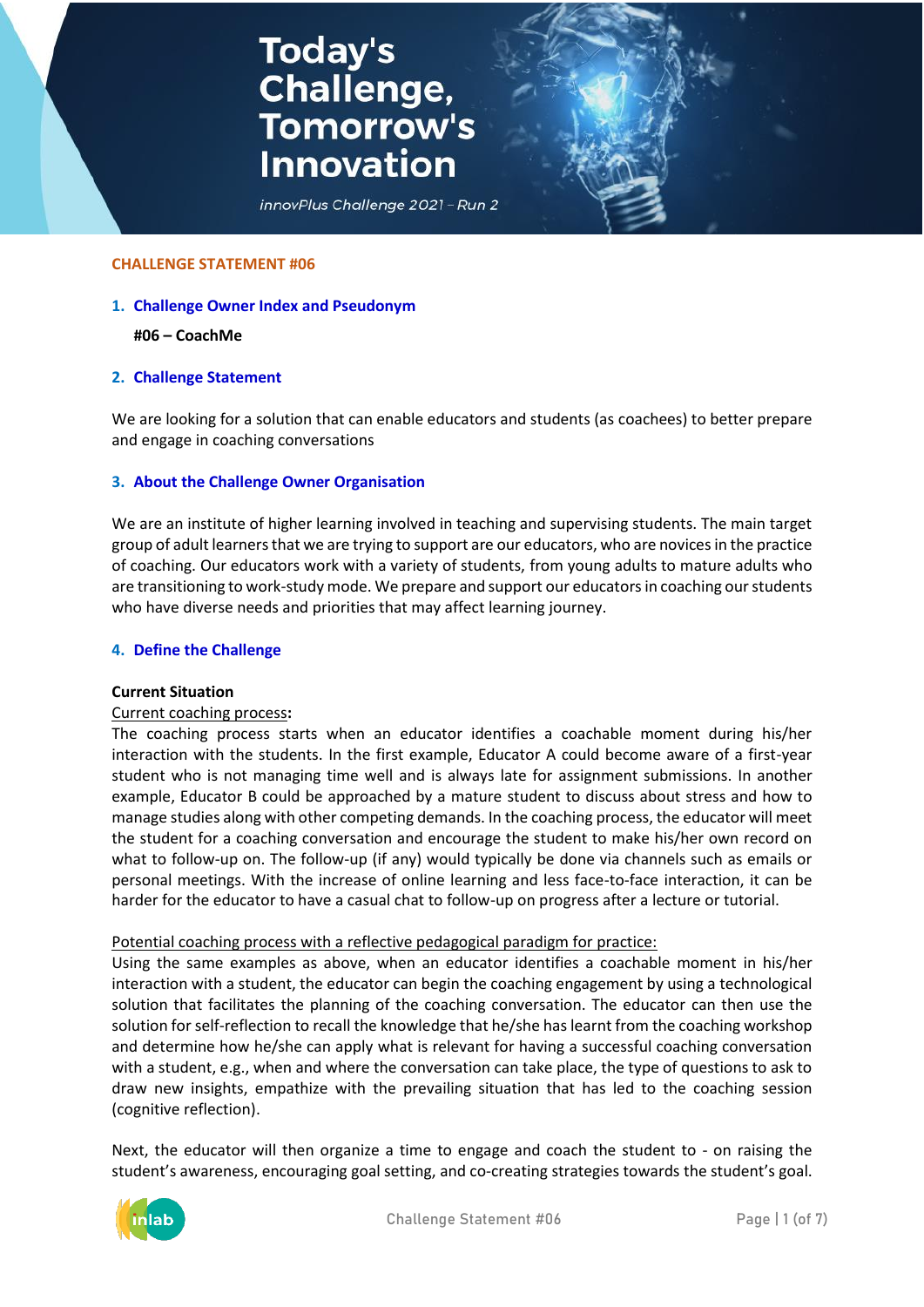# Today's Challenge, Tomorrow's Innovation

*innovPlus Challenge 2021 – Run 2*

**CHALLENGE STATEMENT #06**

## 1. Challenge Owner Index and Pseudonym

**#06 – CoachMe**

## 2. Challenge Statement

We are looking for a solution that can enable educators and students (as coachees) to better prepare and engage in coaching conversations

## 3. About the Challenge Owner Organisation

We are an institute of higher learning involved in teaching and supervising students. The main target group of adult learners that we are trying to support are our educators, who are novices in the practice of coaching. Our educators work with a variety of students, from young adults to mature adults who are transitioning to work-study mode. We prepare and support our educators in coaching our students who have diverse needs and priorities that may affect learning journey.

## 4. Define the Challenge

**Current Situation**

Current coaching process**:**

The coaching process starts when an educator identifies a coachable moment during his/her interaction with the students. In the first example, Educator A could become aware of a first-year student who is not managing time well and is always late for assignment submissions. In another example, Educator B could be approached by a mature student to discuss about stress and how to manage studies along with other competing demands. In the coaching process, the educator will meet the student for a coaching conversation and encourage the student to make his/her own record on what to follow-up on. The follow-up (if any) would typically be done via channels such as emails or personal meetings. With the increase of online learning and less face-to-face interaction, it can be harder for the educator to have a casual chat to follow-up on progress after a lecture or tutorial.

Potential coaching process with a reflective pedagogical paradigm for practice:

Using the same examples as above, when an educator identifies a coachable moment in his/her interaction with a student, the educator can begin the coaching engagement by using a technological solution that facilitates the planning of the coaching conversation. The educator can then use the solution for self-reflection to recall the knowledge that he/she has learnt from the coaching workshop and determine how he/she can apply what is relevant for having a successful coaching conversation with a student, e.g., when and where the conversation can take place, the type of questions to ask to draw new insights, empathize with the prevailing situation that has led to the coaching session (cognitive reflection).

Next, the educator will then organize a time to engage and coach the student to - on raising the student's awareness, encouraging goal setting, and co-creating strategies towards the student's goal.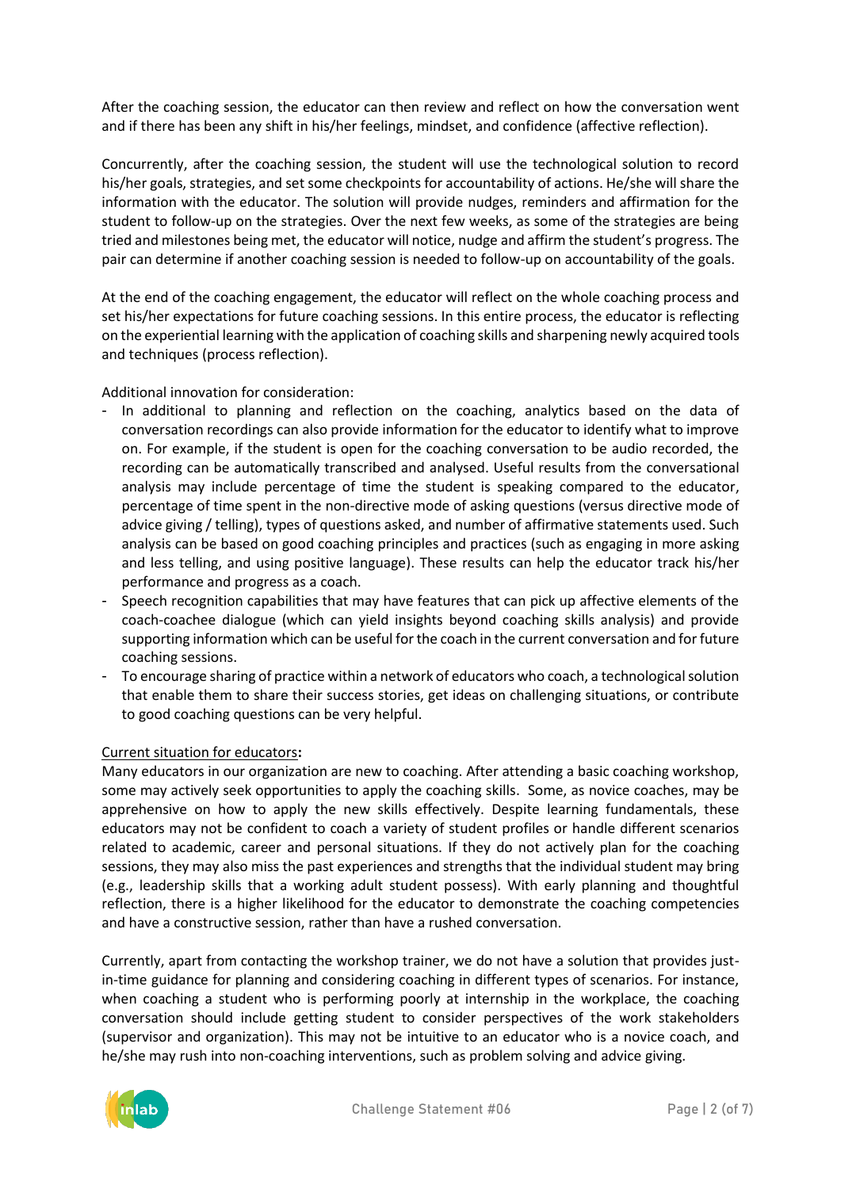After the coaching session, the educator can then review and reflect on how the conversation went and if there has been any shift in his/her feelings, mindset, and confidence (affective reflection).

Concurrently, after the coaching session, the student will use the technological solution to record his/her goals, strategies, and set some checkpoints for accountability of actions. He/she will share the information with the educator. The solution will provide nudges, reminders and affirmation for the student to follow-up on the strategies. Over the next few weeks, as some of the strategies are being tried and milestones being met, the educator will notice, nudge and affirm the student's progress. The pair can determine if another coaching session is needed to follow-up on accountability of the goals.

At the end of the coaching engagement, the educator will reflect on the whole coaching process and set his/her expectations for future coaching sessions. In this entire process, the educator is reflecting on the experiential learning with the application of coaching skills and sharpening newly acquired tools and techniques (process reflection).

Additional innovation for consideration:

- In additional to planning and reflection on the coaching, analytics based on the data of conversation recordings can also provide information for the educator to identify what to improve on. For example, if the student is open for the coaching conversation to be audio recorded, the recording can be automatically transcribed and analysed. Useful results from the conversational analysis may include percentage of time the student is speaking compared to the educator, percentage of time spent in the non-directive mode of asking questions (versus directive mode of advice giving / telling), types of questions asked, and number of affirmative statements used. Such analysis can be based on good coaching principles and practices (such as engaging in more asking and less telling, and using positive language). These results can help the educator track his/her performance and progress as a coach.
- Speech recognition capabilities that may have features that can pick up affective elements of the coach-coachee dialogue (which can yield insights beyond coaching skills analysis) and provide supporting information which can be useful for the coach in the current conversation and for future coaching sessions.
- To encourage sharing of practice within a network of educators who coach, a technological solution that enable them to share their success stories, get ideas on challenging situations, or contribute to good coaching questions can be very helpful.

<u>Current situation for educators</u>**:**

Many educators in our organization are new to coaching. After attending a basic coaching workshop, some may actively seek opportunities to apply the coaching skills. Some, as novice coaches, may be apprehensive on how to apply the new skills effectively. Despite learning fundamentals, these educators may not be confident to coach a variety of student profiles or handle different scenarios related to academic, career and personal situations. If they do not actively plan for the coaching sessions, they may also miss the past experiences and strengths that the individual student may bring (e.g., leadership skills that a working adult student possess). With early planning and thoughtful reflection, there is a higher likelihood for the educator to demonstrate the coaching competencies and have a constructive session, rather than have a rushed conversation.

Currently, apart from contacting the workshop trainer, we do not have a solution that provides just-in-time guidance for planning and considering coaching in different types of scenarios. For instance, when coaching a student who is performing poorly at internship in the workplace, the coaching conversation should include getting student to consider perspectives of the work stakeholders (supervisor and organization). This may not be intuitive to an educator who is a novice coach, and he/she may rush into non-coaching interventions, such as problem solving and advice giving.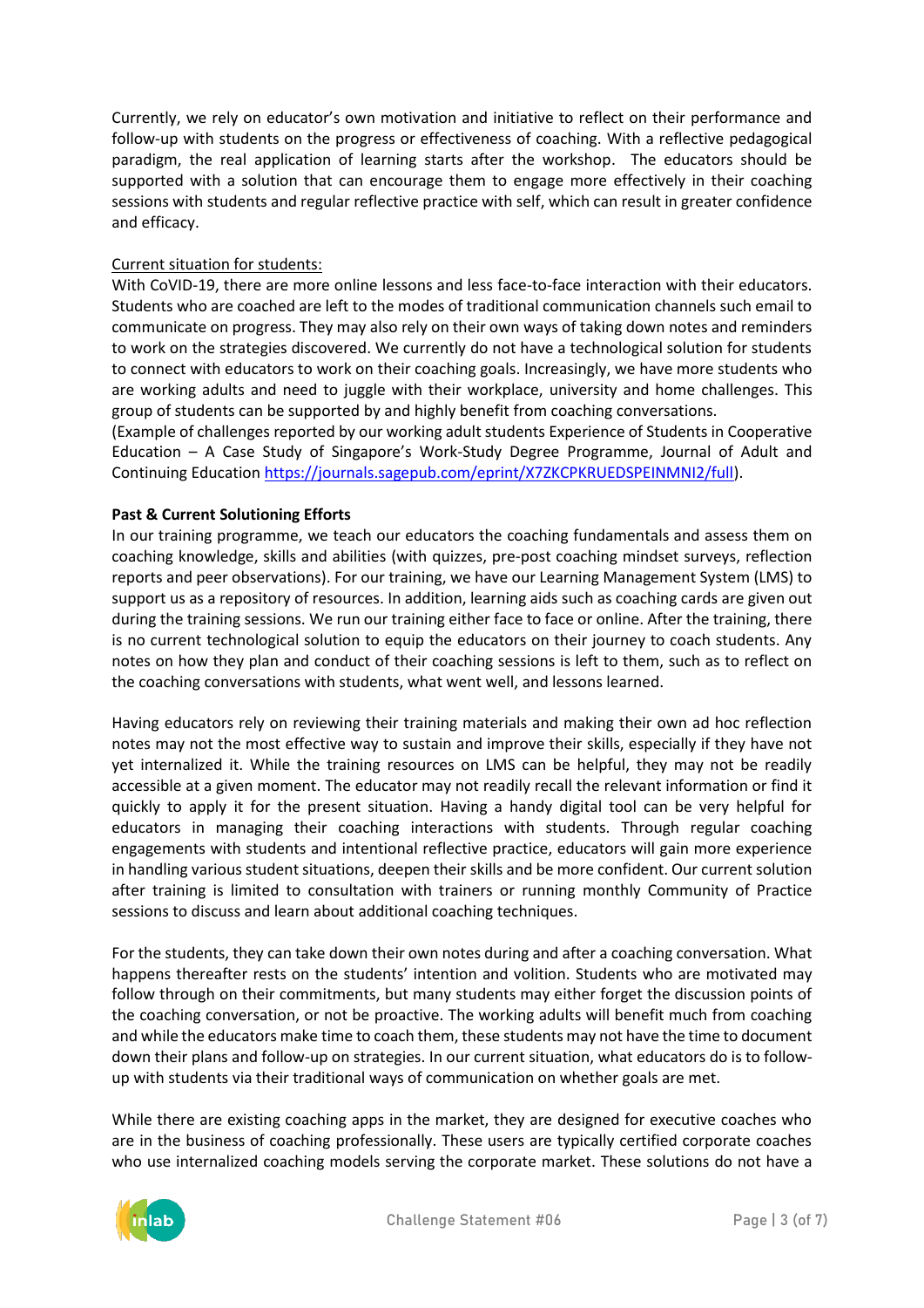Currently, we rely on educator's own motivation and initiative to reflect on their performance and follow-up with students on the progress or effectiveness of coaching. With a reflective pedagogical paradigm, the real application of learning starts after the workshop. The educators should be supported with a solution that can encourage them to engage more effectively in their coaching sessions with students and regular reflective practice with self, which can result in greater confidence and efficacy.

<u>Current situation for students:</u>
With CoVID-19, there are more online lessons and less face-to-face interaction with their educators. Students who are coached are left to the modes of traditional communication channels such email to communicate on progress. They may also rely on their own ways of taking down notes and reminders to work on the strategies discovered. We currently do not have a technological solution for students to connect with educators to work on their coaching goals. Increasingly, we have more students who are working adults and need to juggle with their workplace, university and home challenges. This group of students can be supported by and highly benefit from coaching conversations.
(Example of challenges reported by our working adult students Experience of Students in Cooperative Education – A Case Study of Singapore's Work-Study Degree Programme, Journal of Adult and Continuing Education https://journals.sagepub.com/eprint/X7ZKCPKRUEDSPEINMNI2/full).

**Past & Current Solutioning Efforts**
In our training programme, we teach our educators the coaching fundamentals and assess them on coaching knowledge, skills and abilities (with quizzes, pre-post coaching mindset surveys, reflection reports and peer observations). For our training, we have our Learning Management System (LMS) to support us as a repository of resources. In addition, learning aids such as coaching cards are given out during the training sessions. We run our training either face to face or online. After the training, there is no current technological solution to equip the educators on their journey to coach students. Any notes on how they plan and conduct of their coaching sessions is left to them, such as to reflect on the coaching conversations with students, what went well, and lessons learned.

Having educators rely on reviewing their training materials and making their own ad hoc reflection notes may not the most effective way to sustain and improve their skills, especially if they have not yet internalized it. While the training resources on LMS can be helpful, they may not be readily accessible at a given moment. The educator may not readily recall the relevant information or find it quickly to apply it for the present situation. Having a handy digital tool can be very helpful for educators in managing their coaching interactions with students. Through regular coaching engagements with students and intentional reflective practice, educators will gain more experience in handling various student situations, deepen their skills and be more confident. Our current solution after training is limited to consultation with trainers or running monthly Community of Practice sessions to discuss and learn about additional coaching techniques.

For the students, they can take down their own notes during and after a coaching conversation. What happens thereafter rests on the students' intention and volition. Students who are motivated may follow through on their commitments, but many students may either forget the discussion points of the coaching conversation, or not be proactive. The working adults will benefit much from coaching and while the educators make time to coach them, these students may not have the time to document down their plans and follow-up on strategies. In our current situation, what educators do is to follow-up with students via their traditional ways of communication on whether goals are met.

While there are existing coaching apps in the market, they are designed for executive coaches who are in the business of coaching professionally. These users are typically certified corporate coaches who use internalized coaching models serving the corporate market. These solutions do not have a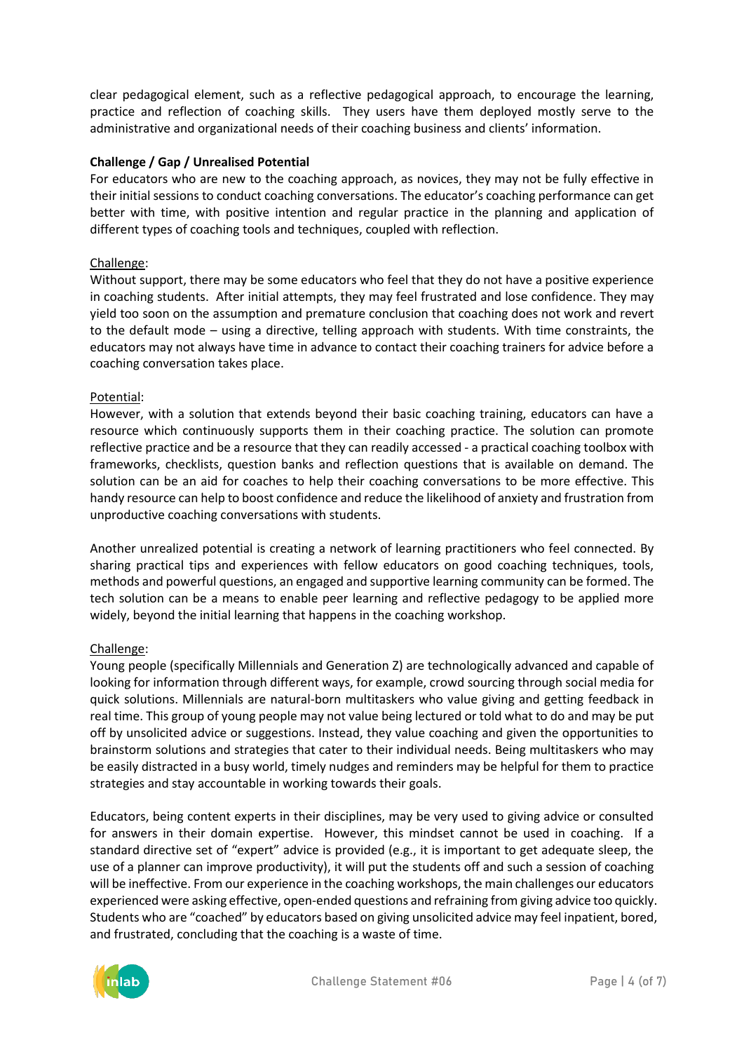clear pedagogical element, such as a reflective pedagogical approach, to encourage the learning, practice and reflection of coaching skills. They users have them deployed mostly serve to the administrative and organizational needs of their coaching business and clients' information.

**Challenge / Gap / Unrealised Potential**

For educators who are new to the coaching approach, as novices, they may not be fully effective in their initial sessions to conduct coaching conversations. The educator's coaching performance can get better with time, with positive intention and regular practice in the planning and application of different types of coaching tools and techniques, coupled with reflection.

Challenge:

Without support, there may be some educators who feel that they do not have a positive experience in coaching students. After initial attempts, they may feel frustrated and lose confidence. They may yield too soon on the assumption and premature conclusion that coaching does not work and revert to the default mode – using a directive, telling approach with students. With time constraints, the educators may not always have time in advance to contact their coaching trainers for advice before a coaching conversation takes place.

Potential:

However, with a solution that extends beyond their basic coaching training, educators can have a resource which continuously supports them in their coaching practice. The solution can promote reflective practice and be a resource that they can readily accessed - a practical coaching toolbox with frameworks, checklists, question banks and reflection questions that is available on demand. The solution can be an aid for coaches to help their coaching conversations to be more effective. This handy resource can help to boost confidence and reduce the likelihood of anxiety and frustration from unproductive coaching conversations with students.

Another unrealized potential is creating a network of learning practitioners who feel connected. By sharing practical tips and experiences with fellow educators on good coaching techniques, tools, methods and powerful questions, an engaged and supportive learning community can be formed. The tech solution can be a means to enable peer learning and reflective pedagogy to be applied more widely, beyond the initial learning that happens in the coaching workshop.

Challenge:

Young people (specifically Millennials and Generation Z) are technologically advanced and capable of looking for information through different ways, for example, crowd sourcing through social media for quick solutions. Millennials are natural-born multitaskers who value giving and getting feedback in real time. This group of young people may not value being lectured or told what to do and may be put off by unsolicited advice or suggestions. Instead, they value coaching and given the opportunities to brainstorm solutions and strategies that cater to their individual needs. Being multitaskers who may be easily distracted in a busy world, timely nudges and reminders may be helpful for them to practice strategies and stay accountable in working towards their goals.

Educators, being content experts in their disciplines, may be very used to giving advice or consulted for answers in their domain expertise. However, this mindset cannot be used in coaching. If a standard directive set of "expert" advice is provided (e.g., it is important to get adequate sleep, the use of a planner can improve productivity), it will put the students off and such a session of coaching will be ineffective. From our experience in the coaching workshops, the main challenges our educators experienced were asking effective, open-ended questions and refraining from giving advice too quickly. Students who are "coached" by educators based on giving unsolicited advice may feel inpatient, bored, and frustrated, concluding that the coaching is a waste of time.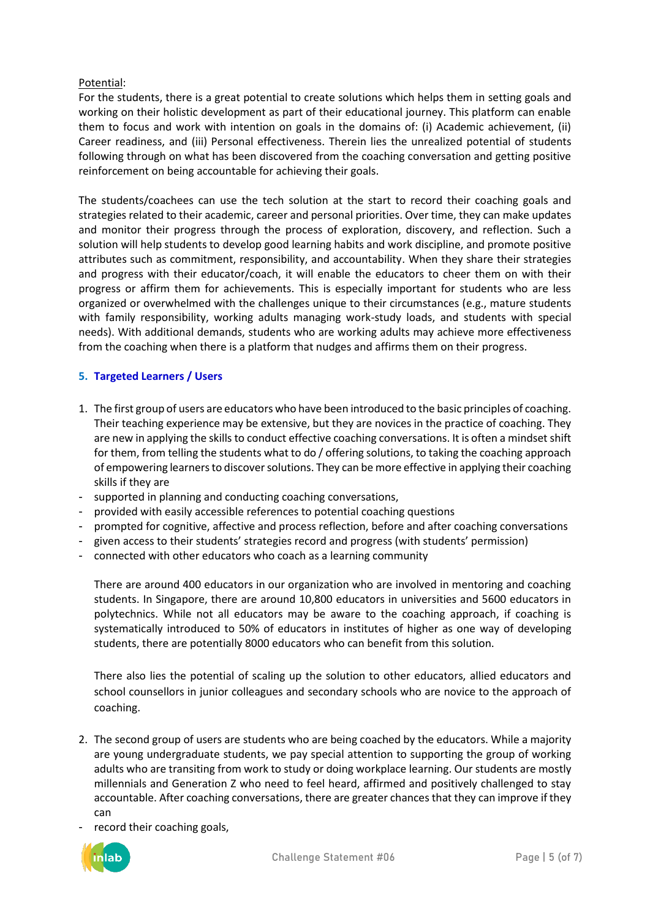Potential:

For the students, there is a great potential to create solutions which helps them in setting goals and working on their holistic development as part of their educational journey. This platform can enable them to focus and work with intention on goals in the domains of: (i) Academic achievement, (ii) Career readiness, and (iii) Personal effectiveness. Therein lies the unrealized potential of students following through on what has been discovered from the coaching conversation and getting positive reinforcement on being accountable for achieving their goals.

The students/coachees can use the tech solution at the start to record their coaching goals and strategies related to their academic, career and personal priorities. Over time, they can make updates and monitor their progress through the process of exploration, discovery, and reflection. Such a solution will help students to develop good learning habits and work discipline, and promote positive attributes such as commitment, responsibility, and accountability. When they share their strategies and progress with their educator/coach, it will enable the educators to cheer them on with their progress or affirm them for achievements. This is especially important for students who are less organized or overwhelmed with the challenges unique to their circumstances (e.g., mature students with family responsibility, working adults managing work-study loads, and students with special needs). With additional demands, students who are working adults may achieve more effectiveness from the coaching when there is a platform that nudges and affirms them on their progress.

## 5. Targeted Learners / Users

1. The first group of users are educators who have been introduced to the basic principles of coaching. Their teaching experience may be extensive, but they are novices in the practice of coaching. They are new in applying the skills to conduct effective coaching conversations. It is often a mindset shift for them, from telling the students what to do / offering solutions, to taking the coaching approach of empowering learners to discover solutions. They can be more effective in applying their coaching skills if they are

- supported in planning and conducting coaching conversations,
- provided with easily accessible references to potential coaching questions
- prompted for cognitive, affective and process reflection, before and after coaching conversations
- given access to their students' strategies record and progress (with students' permission)
- connected with other educators who coach as a learning community

There are around 400 educators in our organization who are involved in mentoring and coaching students. In Singapore, there are around 10,800 educators in universities and 5600 educators in polytechnics. While not all educators may be aware to the coaching approach, if coaching is systematically introduced to 50% of educators in institutes of higher as one way of developing students, there are potentially 8000 educators who can benefit from this solution.

There also lies the potential of scaling up the solution to other educators, allied educators and school counsellors in junior colleagues and secondary schools who are novice to the approach of coaching.

2. The second group of users are students who are being coached by the educators. While a majority are young undergraduate students, we pay special attention to supporting the group of working adults who are transiting from work to study or doing workplace learning. Our students are mostly millennials and Generation Z who need to feel heard, affirmed and positively challenged to stay accountable. After coaching conversations, there are greater chances that they can improve if they can

- record their coaching goals,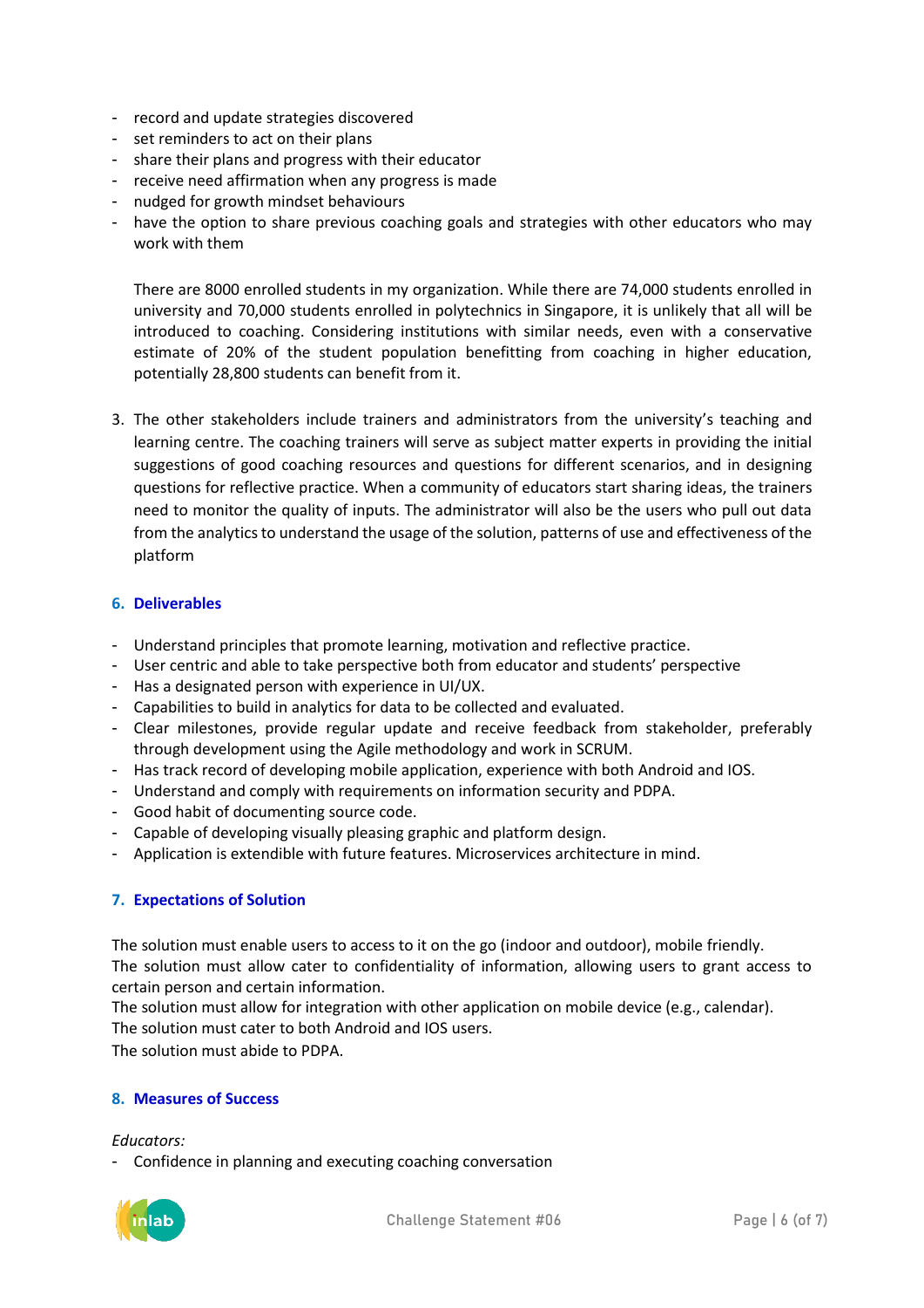- record and update strategies discovered
- set reminders to act on their plans
- share their plans and progress with their educator
- receive need affirmation when any progress is made
- nudged for growth mindset behaviours
- have the option to share previous coaching goals and strategies with other educators who may work with them

  There are 8000 enrolled students in my organization. While there are 74,000 students enrolled in university and 70,000 students enrolled in polytechnics in Singapore, it is unlikely that all will be introduced to coaching. Considering institutions with similar needs, even with a conservative estimate of 20% of the student population benefitting from coaching in higher education, potentially 28,800 students can benefit from it.

3. The other stakeholders include trainers and administrators from the university's teaching and learning centre. The coaching trainers will serve as subject matter experts in providing the initial suggestions of good coaching resources and questions for different scenarios, and in designing questions for reflective practice. When a community of educators start sharing ideas, the trainers need to monitor the quality of inputs. The administrator will also be the users who pull out data from the analytics to understand the usage of the solution, patterns of use and effectiveness of the platform

## 6. Deliverables

- Understand principles that promote learning, motivation and reflective practice.
- User centric and able to take perspective both from educator and students' perspective
- Has a designated person with experience in UI/UX.
- Capabilities to build in analytics for data to be collected and evaluated.
- Clear milestones, provide regular update and receive feedback from stakeholder, preferably through development using the Agile methodology and work in SCRUM.
- Has track record of developing mobile application, experience with both Android and IOS.
- Understand and comply with requirements on information security and PDPA.
- Good habit of documenting source code.
- Capable of developing visually pleasing graphic and platform design.
- Application is extendible with future features. Microservices architecture in mind.

## 7. Expectations of Solution

The solution must enable users to access to it on the go (indoor and outdoor), mobile friendly.
The solution must allow cater to confidentiality of information, allowing users to grant access to certain person and certain information.
The solution must allow for integration with other application on mobile device (e.g., calendar).
The solution must cater to both Android and IOS users.
The solution must abide to PDPA.

## 8. Measures of Success

*Educators:*

- Confidence in planning and executing coaching conversation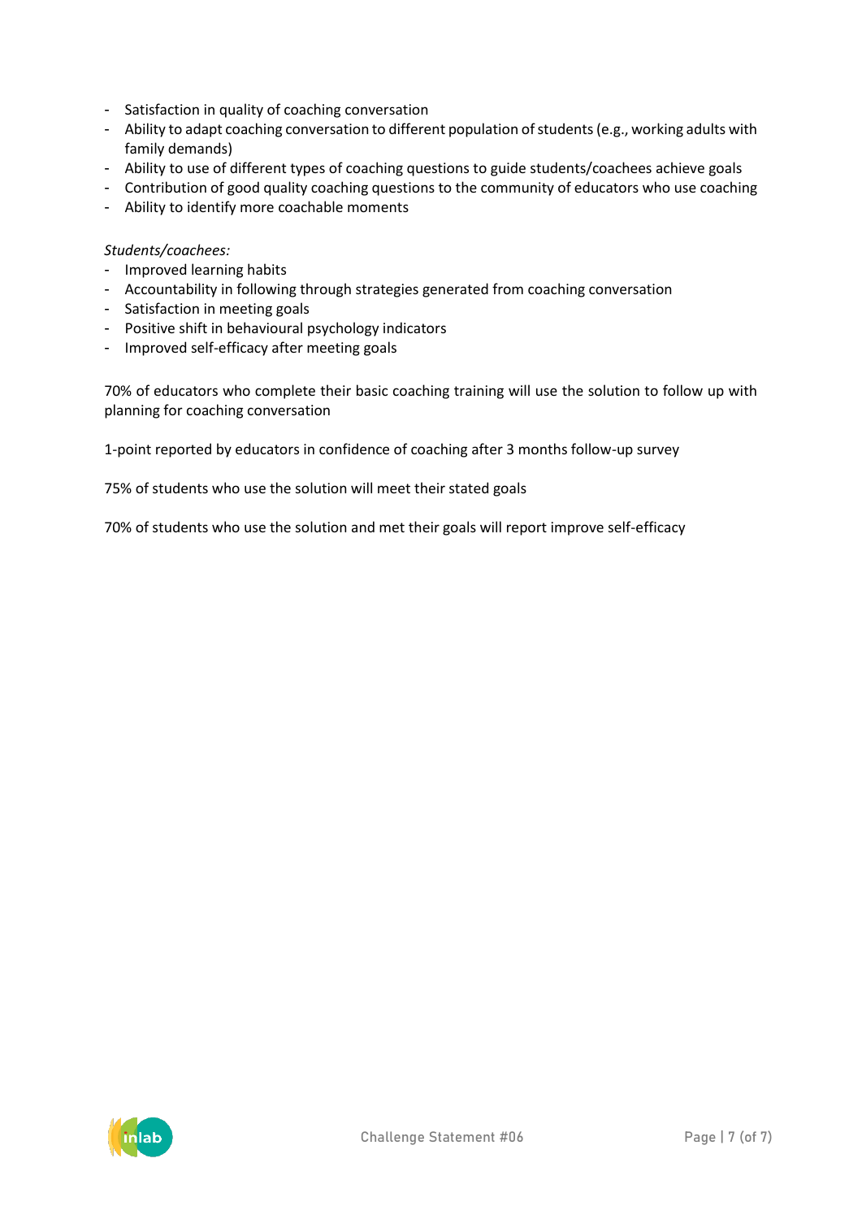- Satisfaction in quality of coaching conversation
- Ability to adapt coaching conversation to different population of students (e.g., working adults with family demands)
- Ability to use of different types of coaching questions to guide students/coachees achieve goals
- Contribution of good quality coaching questions to the community of educators who use coaching
- Ability to identify more coachable moments

*Students/coachees:*

- Improved learning habits
- Accountability in following through strategies generated from coaching conversation
- Satisfaction in meeting goals
- Positive shift in behavioural psychology indicators
- Improved self-efficacy after meeting goals

70% of educators who complete their basic coaching training will use the solution to follow up with planning for coaching conversation

1-point reported by educators in confidence of coaching after 3 months follow-up survey

75% of students who use the solution will meet their stated goals

70% of students who use the solution and met their goals will report improve self-efficacy